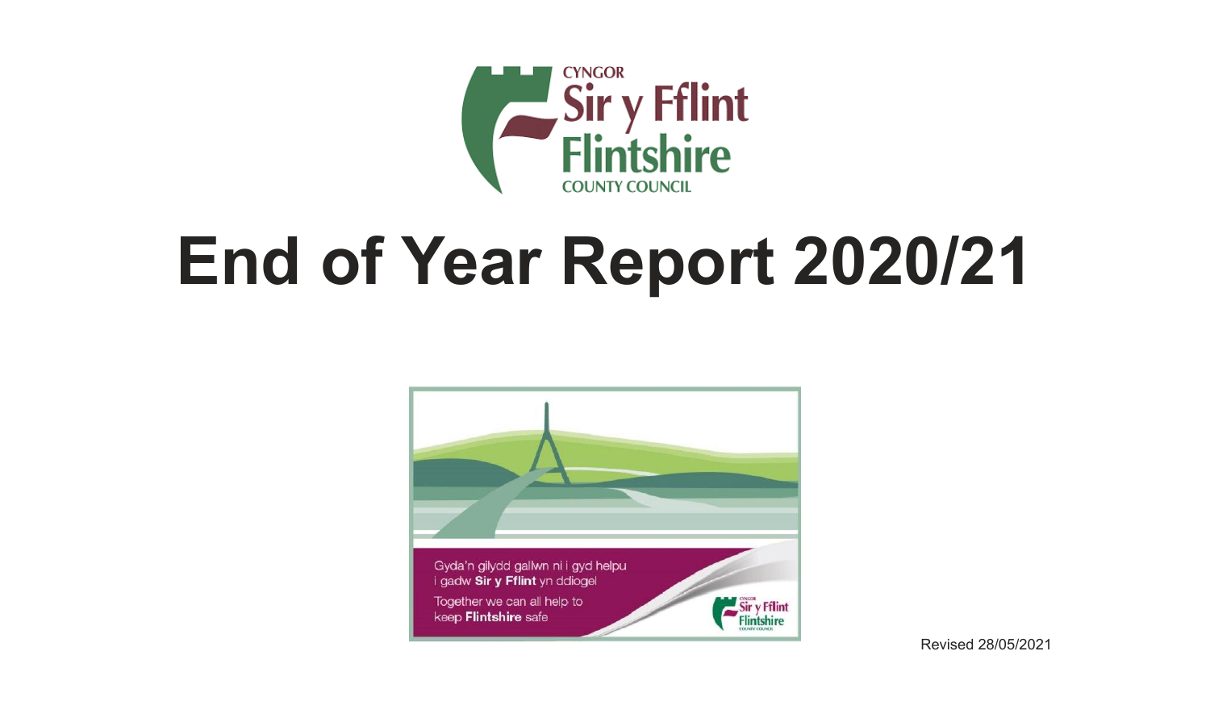# End of Year Report 2020/21

Revised 28/05/2021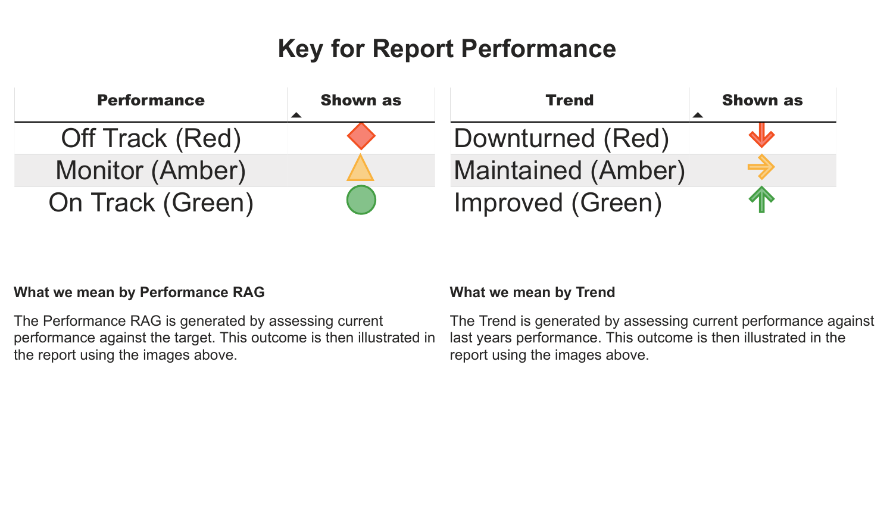# Key for Report Performance

| Performance | Shown as |
|---|---|
| Off Track (Red) | ◆ |
| Monitor (Amber) | ▲ |
| On Track (Green) | ● |

| Trend | Shown as |
|---|---|
| Downturned (Red) | ↓ |
| Maintained (Amber) | → |
| Improved (Green) | ↑ |

**What we mean by Performance RAG**

The Performance RAG is generated by assessing current performance against the target. This outcome is then illustrated in the report using the images above.

**What we mean by Trend**

The Trend is generated by assessing current performance against last years performance. This outcome is then illustrated in the report using the images above.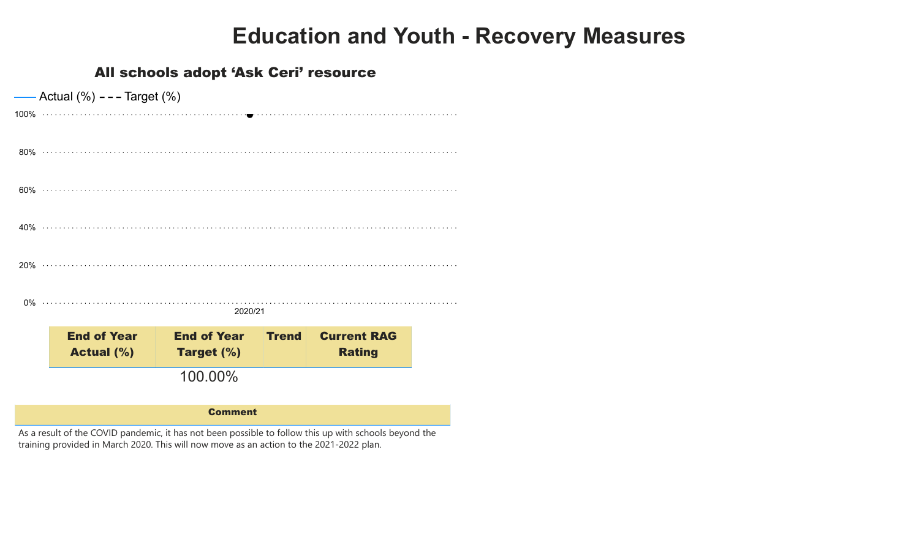# Education and Youth - Recovery Measures

## All schools adopt 'Ask Ceri' resource

Actual (%) - - - Target (%)

100%
80%
60%
40%
20%
0%

2020/21

| End of Year Actual (%) | End of Year Target (%) | Trend | Current RAG Rating |
|---|---|---|---|
| | 100.00% | | |

**Comment**

As a result of the COVID pandemic, it has not been possible to follow this up with schools beyond the training provided in March 2020. This will now move as an action to the 2021-2022 plan.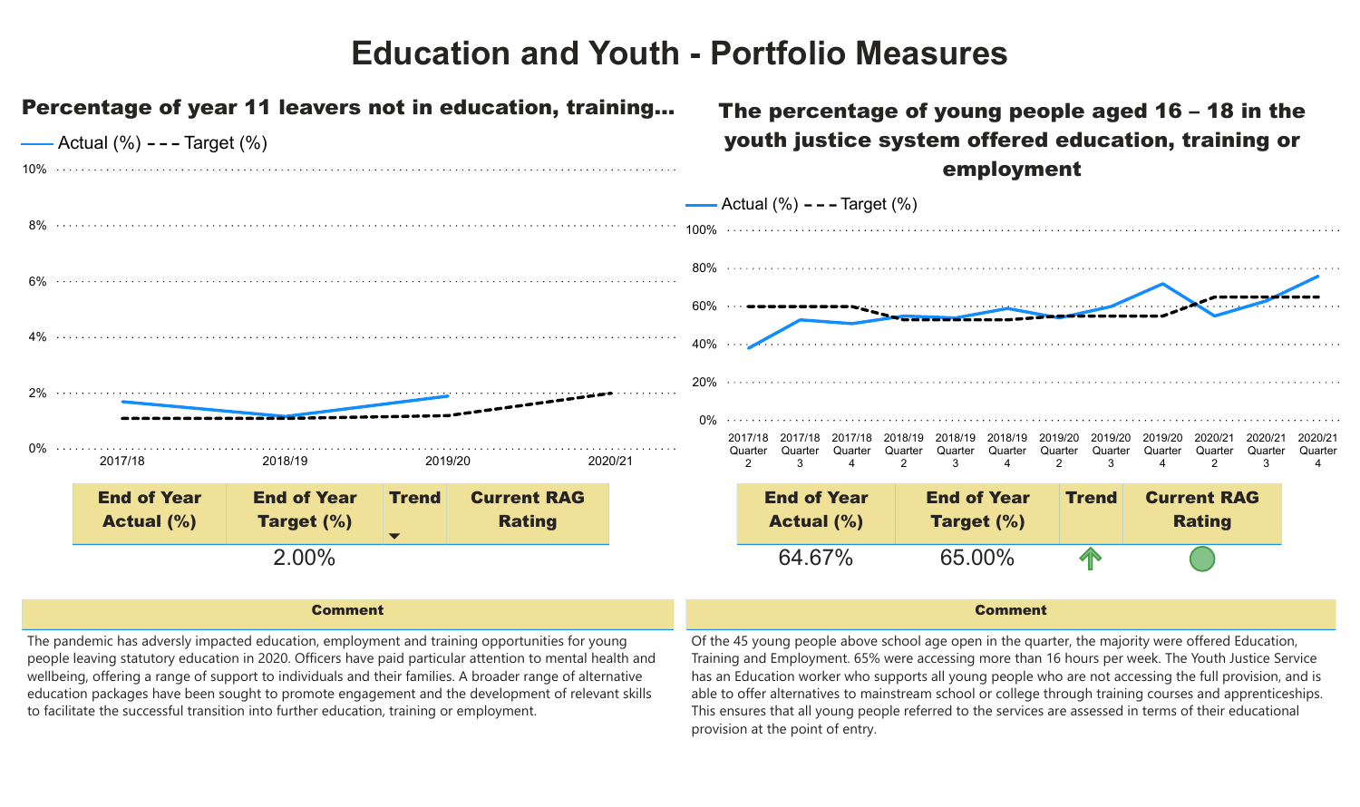# Education and Youth - Portfolio Measures

## Percentage of year 11 leavers not in education, training...

Actual (%) - - - Target (%)

| End of Year Actual (%) | End of Year Target (%) | Trend | Current RAG Rating |
|---|---|---|---|
| | 2.00% | | |

**Comment**

The pandemic has adversly impacted education, employment and training opportunities for young people leaving statutory education in 2020. Officers have paid particular attention to mental health and wellbeing, offering a range of support to individuals and their families. A broader range of alternative education packages have been sought to promote engagement and the development of relevant skills to facilitate the successful transition into further education, training or employment.

## The percentage of young people aged 16 – 18 in the youth justice system offered education, training or employment

Actual (%) - - - Target (%)

| End of Year Actual (%) | End of Year Target (%) | Trend | Current RAG Rating |
|---|---|---|---|
| 64.67% | 65.00% | | |

**Comment**

Of the 45 young people above school age open in the quarter, the majority were offered Education, Training and Employment. 65% were accessing more than 16 hours per week. The Youth Justice Service has an Education worker who supports all young people who are not accessing the full provision, and is able to offer alternatives to mainstream school or college through training courses and apprenticeships. This ensures that all young people referred to the services are assessed in terms of their educational provision at the point of entry.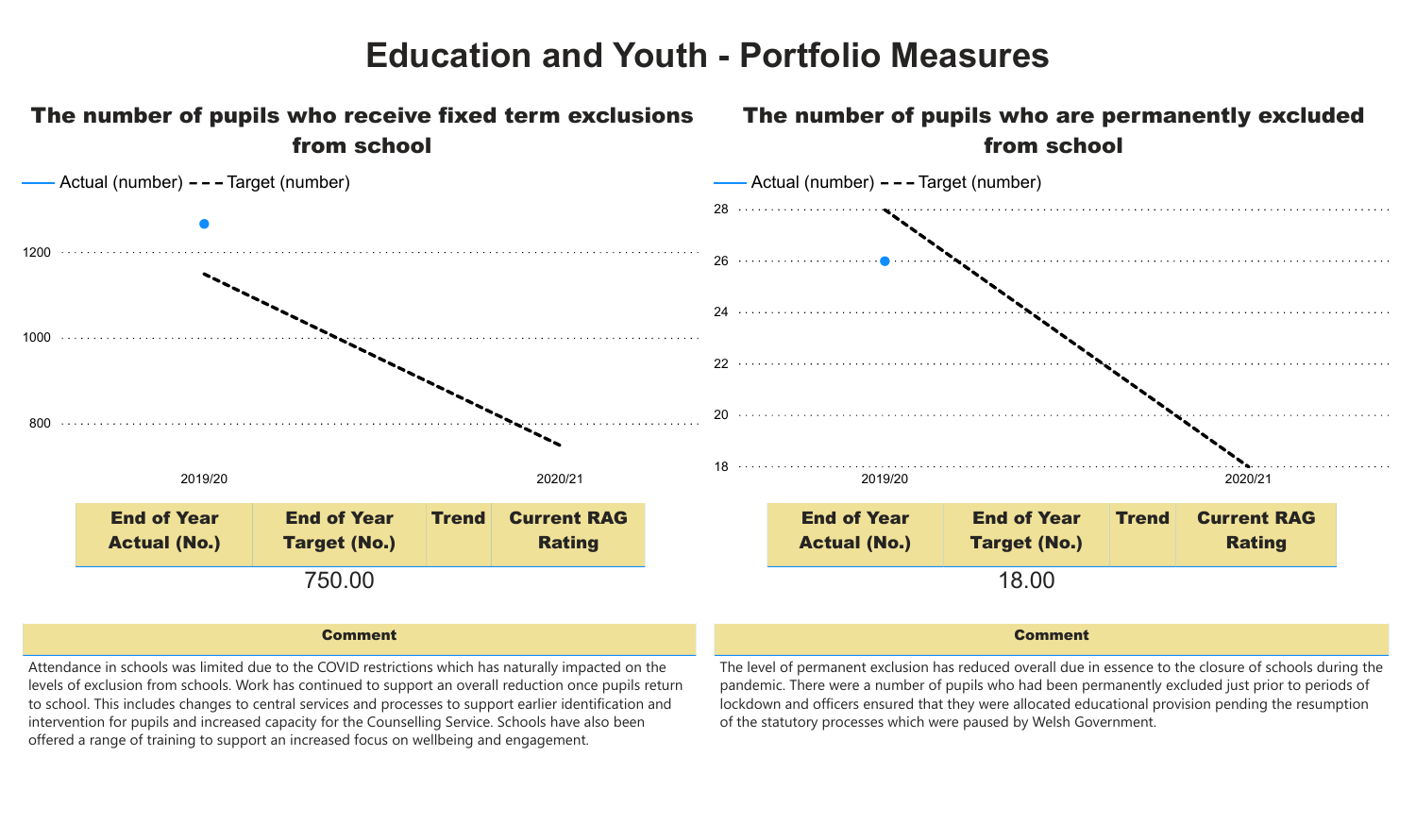# Education and Youth - Portfolio Measures

## The number of pupils who receive fixed term exclusions from school

Actual (number) Target (number)

1200
1000
800

2019/20 2020/21

| End of Year Actual (No.) | End of Year Target (No.) | Trend | Current RAG Rating |
|---|---|---|---|
| | 750.00 | | |

**Comment**

Attendance in schools was limited due to the COVID restrictions which has naturally impacted on the levels of exclusion from schools. Work has continued to support an overall reduction once pupils return to school. This includes changes to central services and processes to support earlier identification and intervention for pupils and increased capacity for the Counselling Service. Schools have also been offered a range of training to support an increased focus on wellbeing and engagement.

## The number of pupils who are permanently excluded from school

Actual (number) Target (number)

28
26
24
22
20
18

2019/20 2020/21

| End of Year Actual (No.) | End of Year Target (No.) | Trend | Current RAG Rating |
|---|---|---|---|
| | 18.00 | | |

**Comment**

The level of permanent exclusion has reduced overall due in essence to the closure of schools during the pandemic. There were a number of pupils who had been permanently excluded just prior to periods of lockdown and officers ensured that they were allocated educational provision pending the resumption of the statutory processes which were paused by Welsh Government.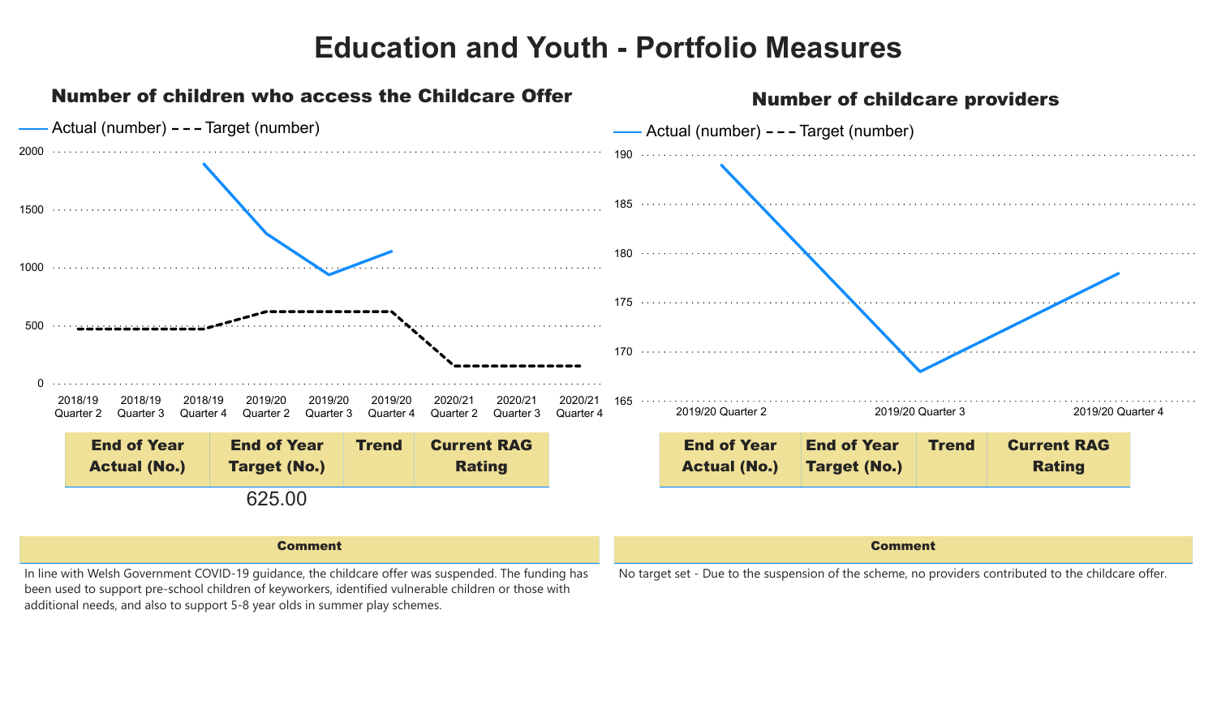# Education and Youth - Portfolio Measures

## Number of children who access the Childcare Offer

Actual (number) - - - Target (number)

| End of Year Actual (No.) | End of Year Target (No.) | Trend | Current RAG Rating |
|---|---|---|---|
| | 625.00 | | |

**Comment**

In line with Welsh Government COVID-19 guidance, the childcare offer was suspended. The funding has been used to support pre-school children of keyworkers, identified vulnerable children or those with additional needs, and also to support 5-8 year olds in summer play schemes.

## Number of childcare providers

Actual (number) - - - Target (number)

| End of Year Actual (No.) | End of Year Target (No.) | Trend | Current RAG Rating |
|---|---|---|---|
| | | | |

**Comment**

No target set - Due to the suspension of the scheme, no providers contributed to the childcare offer.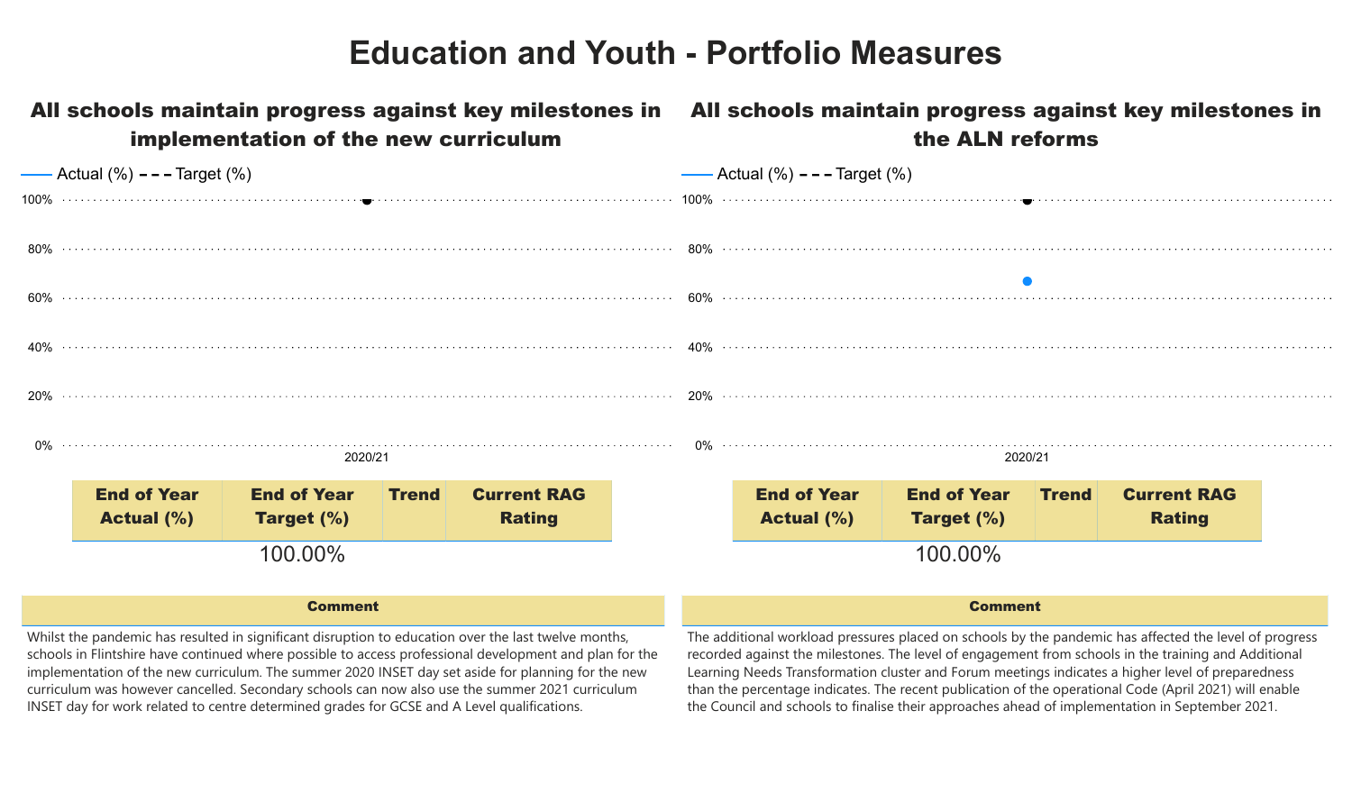# Education and Youth - Portfolio Measures

## All schools maintain progress against key milestones in implementation of the new curriculum

Actual (%) - - - Target (%)

100%
80%
60%
40%
20%
0%

2020/21

| End of Year Actual (%) | End of Year Target (%) | Trend | Current RAG Rating |
|---|---|---|---|
| | 100.00% | | |

**Comment**

Whilst the pandemic has resulted in significant disruption to education over the last twelve months, schools in Flintshire have continued where possible to access professional development and plan for the implementation of the new curriculum. The summer 2020 INSET day set aside for planning for the new curriculum was however cancelled. Secondary schools can now also use the summer 2021 curriculum INSET day for work related to centre determined grades for GCSE and A Level qualifications.

## All schools maintain progress against key milestones in the ALN reforms

Actual (%) - - - Target (%)

100%
80%
60%
40%
20%
0%

2020/21

| End of Year Actual (%) | End of Year Target (%) | Trend | Current RAG Rating |
|---|---|---|---|
| | 100.00% | | |

**Comment**

The additional workload pressures placed on schools by the pandemic has affected the level of progress recorded against the milestones. The level of engagement from schools in the training and Additional Learning Needs Transformation cluster and Forum meetings indicates a higher level of preparedness than the percentage indicates. The recent publication of the operational Code (April 2021) will enable the Council and schools to finalise their approaches ahead of implementation in September 2021.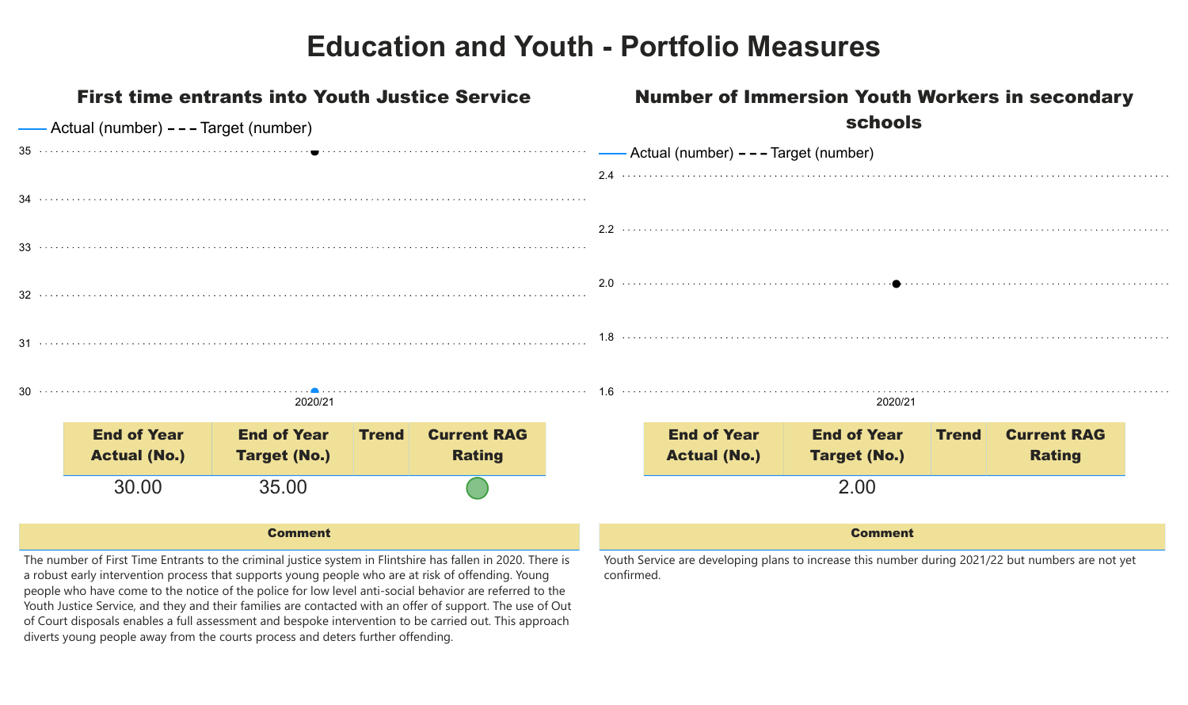# Education and Youth - Portfolio Measures

## First time entrants into Youth Justice Service

Actual (number) - - - Target (number)

| End of Year Actual (No.) | End of Year Target (No.) | Trend | Current RAG Rating |
| --- | --- | --- | --- |
| 30.00 | 35.00 | | Green |

**Comment**

The number of First Time Entrants to the criminal justice system in Flintshire has fallen in 2020. There is a robust early intervention process that supports young people who are at risk of offending. Young people who have come to the notice of the police for low level anti-social behavior are referred to the Youth Justice Service, and they and their families are contacted with an offer of support. The use of Out of Court disposals enables a full assessment and bespoke intervention to be carried out. This approach diverts young people away from the courts process and deters further offending.

## Number of Immersion Youth Workers in secondary schools

Actual (number) - - - Target (number)

| End of Year Actual (No.) | End of Year Target (No.) | Trend | Current RAG Rating |
| --- | --- | --- | --- |
| | 2.00 | | |

**Comment**

Youth Service are developing plans to increase this number during 2021/22 but numbers are not yet confirmed.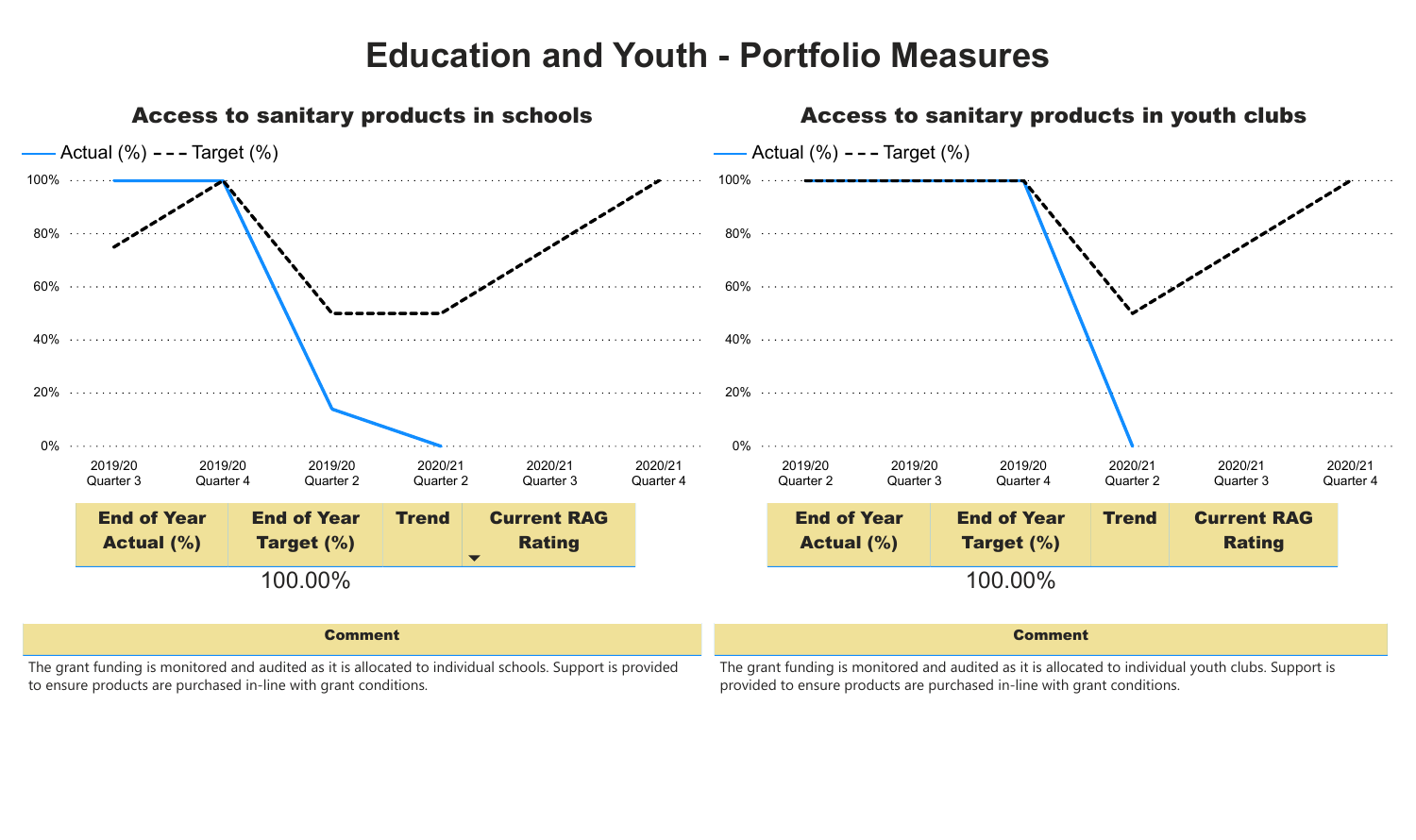# Education and Youth - Portfolio Measures

## Access to sanitary products in schools

Actual (%) - - - Target (%)

| | 2019/20 Quarter 3 | 2019/20 Quarter 4 | 2019/20 Quarter 2 | 2020/21 Quarter 2 | 2020/21 Quarter 3 | 2020/21 Quarter 4 |
|---|---|---|---|---|---|---|

| End of Year Actual (%) | End of Year Target (%) | Trend | Current RAG Rating |
|---|---|---|---|
| | 100.00% | | |

**Comment**

The grant funding is monitored and audited as it is allocated to individual schools. Support is provided to ensure products are purchased in-line with grant conditions.

## Access to sanitary products in youth clubs

Actual (%) - - - Target (%)

| | 2019/20 Quarter 2 | 2019/20 Quarter 3 | 2019/20 Quarter 4 | 2020/21 Quarter 2 | 2020/21 Quarter 3 | 2020/21 Quarter 4 |
|---|---|---|---|---|---|---|

| End of Year Actual (%) | End of Year Target (%) | Trend | Current RAG Rating |
|---|---|---|---|
| | 100.00% | | |

**Comment**

The grant funding is monitored and audited as it is allocated to individual youth clubs. Support is provided to ensure products are purchased in-line with grant conditions.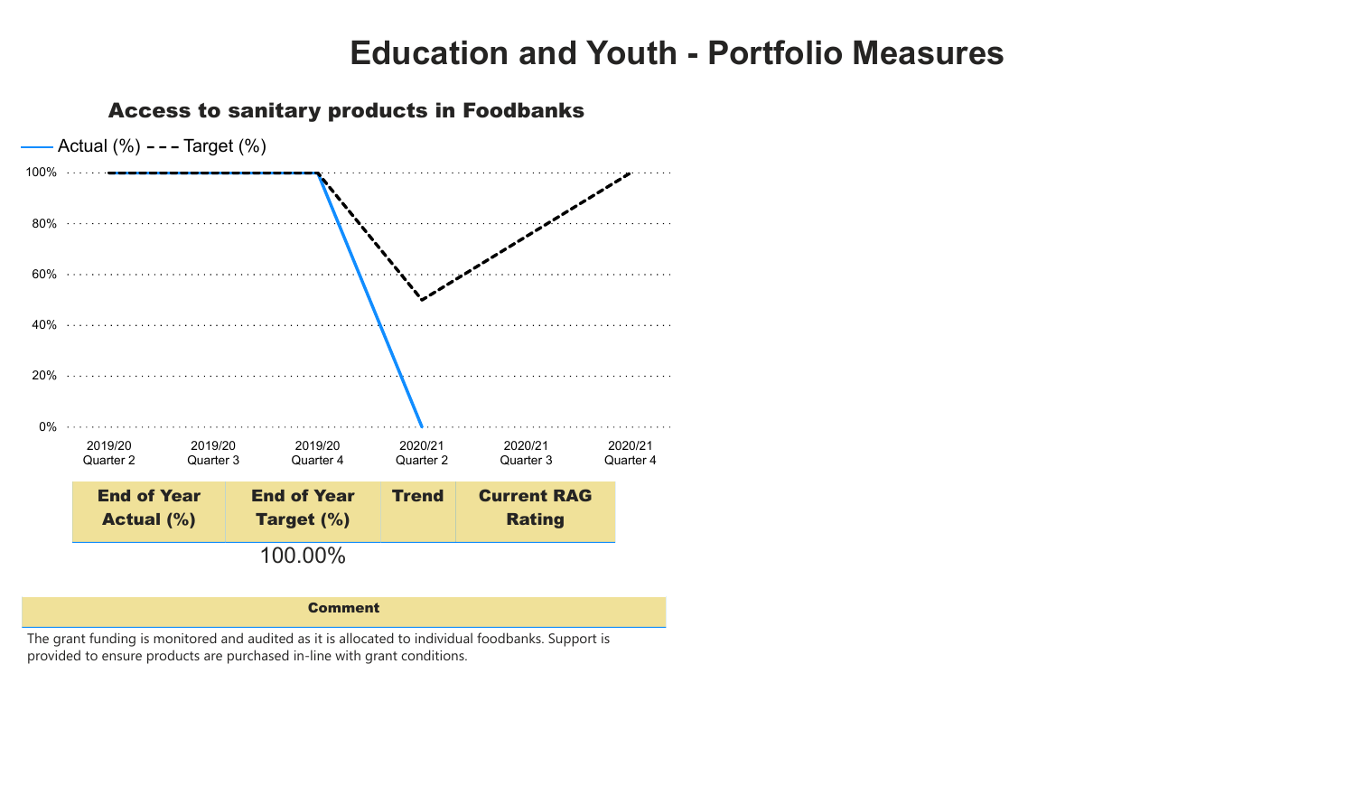# Education and Youth - Portfolio Measures

## Access to sanitary products in Foodbanks

Actual (%)
Target (%)

100%
80%
60%
40%
20%
0%

2019/20 Quarter 2
2019/20 Quarter 3
2019/20 Quarter 4
2020/21 Quarter 2
2020/21 Quarter 3
2020/21 Quarter 4

| End of Year Actual (%) | End of Year Target (%) | Trend | Current RAG Rating |
|---|---|---|---|
| | 100.00% | | |

| Comment |
|---|
| The grant funding is monitored and audited as it is allocated to individual foodbanks. Support is provided to ensure products are purchased in-line with grant conditions. |